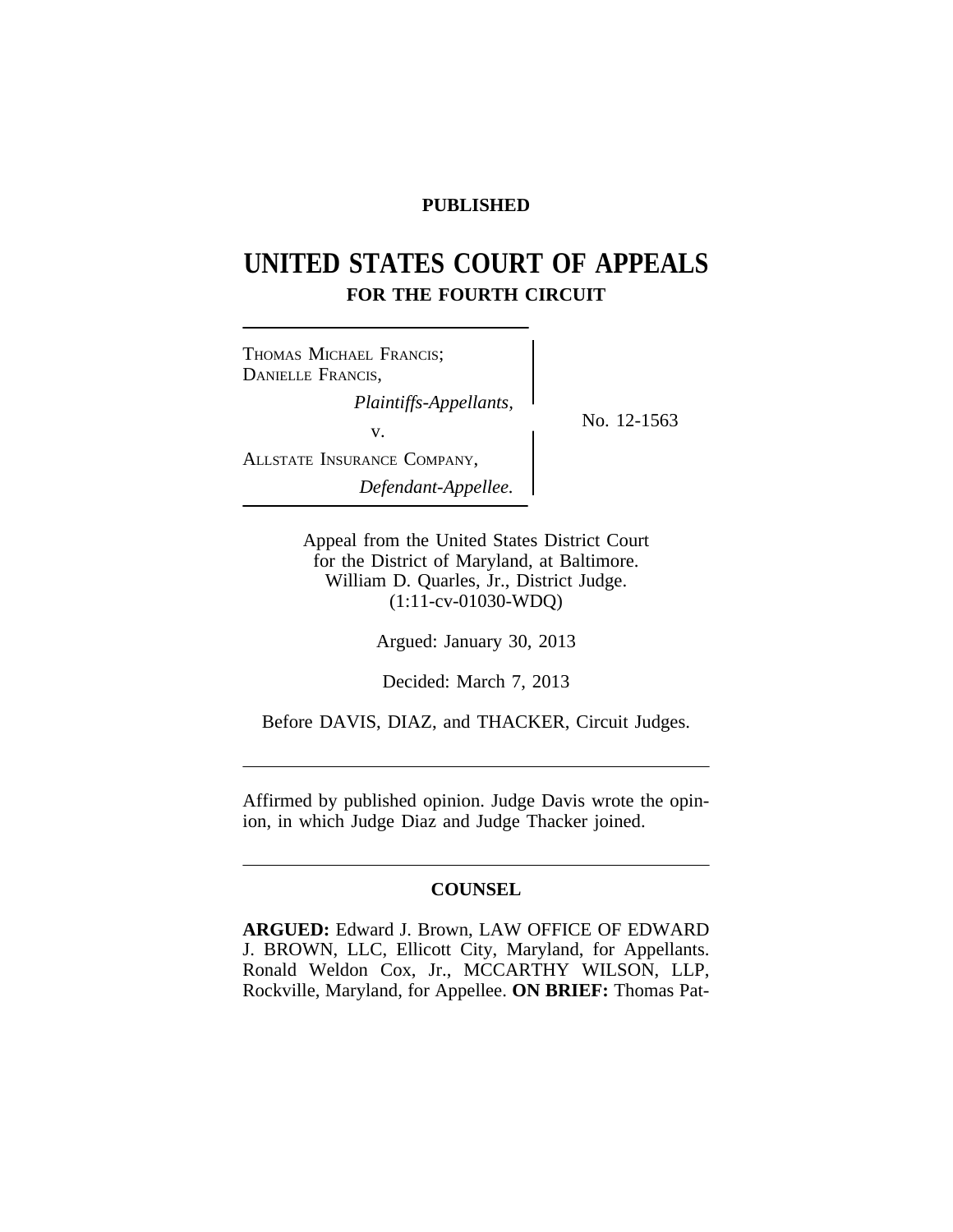**PUBLISHED**

# UNITED STATES COURT OF APPEALS
## FOR THE FOURTH CIRCUIT

THOMAS MICHAEL FRANCIS; DANIELLE FRANCIS,
*Plaintiffs-Appellants,*

v.

ALLSTATE INSURANCE COMPANY,
*Defendant-Appellee.*

No. 12-1563

Appeal from the United States District Court for the District of Maryland, at Baltimore.
William D. Quarles, Jr., District Judge.
(1:11-cv-01030-WDQ)

Argued: January 30, 2013

Decided: March 7, 2013

Before DAVIS, DIAZ, and THACKER, Circuit Judges.

---

Affirmed by published opinion. Judge Davis wrote the opinion, in which Judge Diaz and Judge Thacker joined.

---

**COUNSEL**

**ARGUED:** Edward J. Brown, LAW OFFICE OF EDWARD J. BROWN, LLC, Ellicott City, Maryland, for Appellants. Ronald Weldon Cox, Jr., MCCARTHY WILSON, LLP, Rockville, Maryland, for Appellee. **ON BRIEF:** Thomas Pat-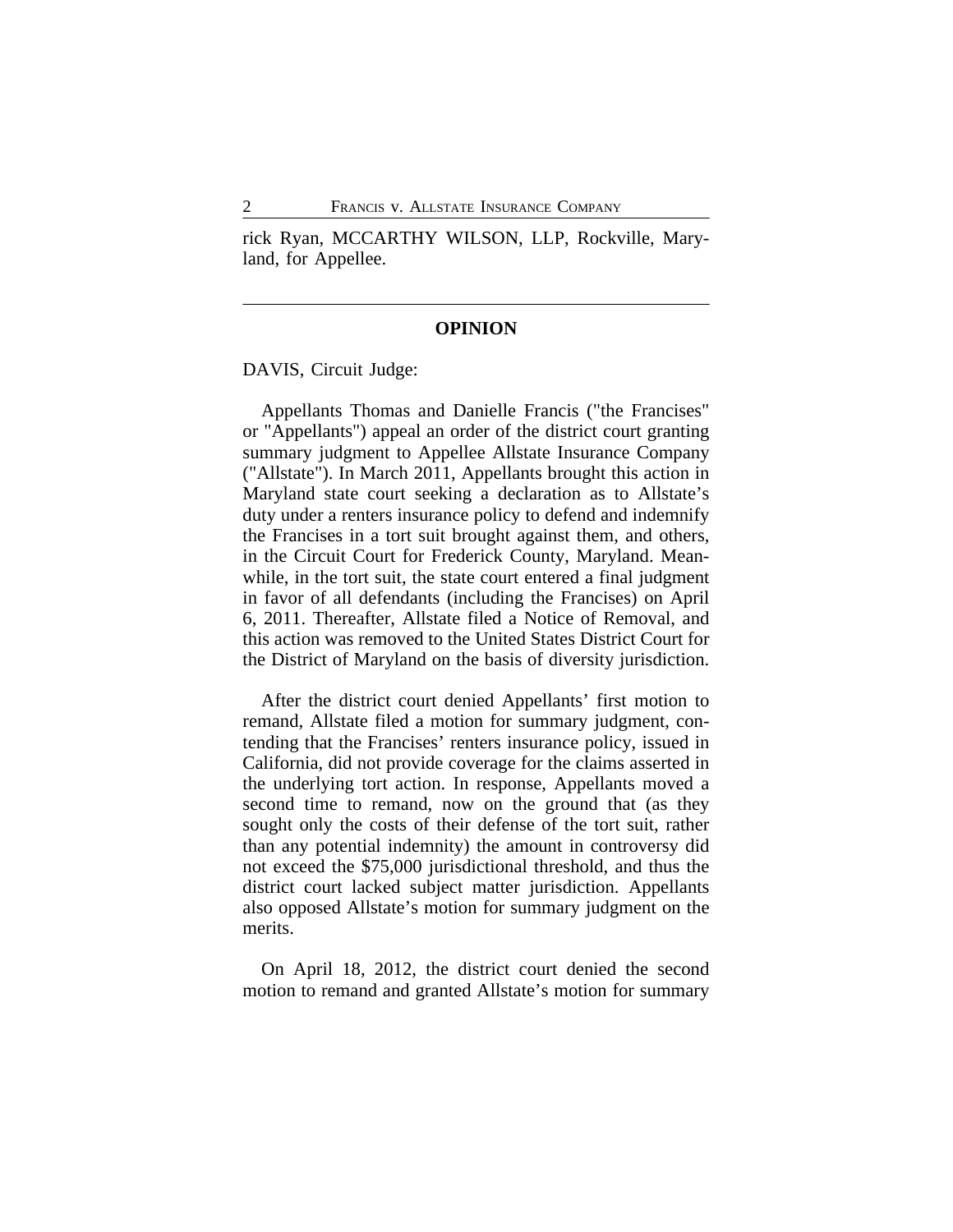rick Ryan, MCCARTHY WILSON, LLP, Rockville, Maryland, for Appellee.

---

**OPINION**

DAVIS, Circuit Judge:

Appellants Thomas and Danielle Francis ("the Francises" or "Appellants") appeal an order of the district court granting summary judgment to Appellee Allstate Insurance Company ("Allstate"). In March 2011, Appellants brought this action in Maryland state court seeking a declaration as to Allstate's duty under a renters insurance policy to defend and indemnify the Francises in a tort suit brought against them, and others, in the Circuit Court for Frederick County, Maryland. Meanwhile, in the tort suit, the state court entered a final judgment in favor of all defendants (including the Francises) on April 6, 2011. Thereafter, Allstate filed a Notice of Removal, and this action was removed to the United States District Court for the District of Maryland on the basis of diversity jurisdiction.

After the district court denied Appellants' first motion to remand, Allstate filed a motion for summary judgment, contending that the Francises' renters insurance policy, issued in California, did not provide coverage for the claims asserted in the underlying tort action. In response, Appellants moved a second time to remand, now on the ground that (as they sought only the costs of their defense of the tort suit, rather than any potential indemnity) the amount in controversy did not exceed the $75,000 jurisdictional threshold, and thus the district court lacked subject matter jurisdiction. Appellants also opposed Allstate's motion for summary judgment on the merits.

On April 18, 2012, the district court denied the second motion to remand and granted Allstate's motion for summary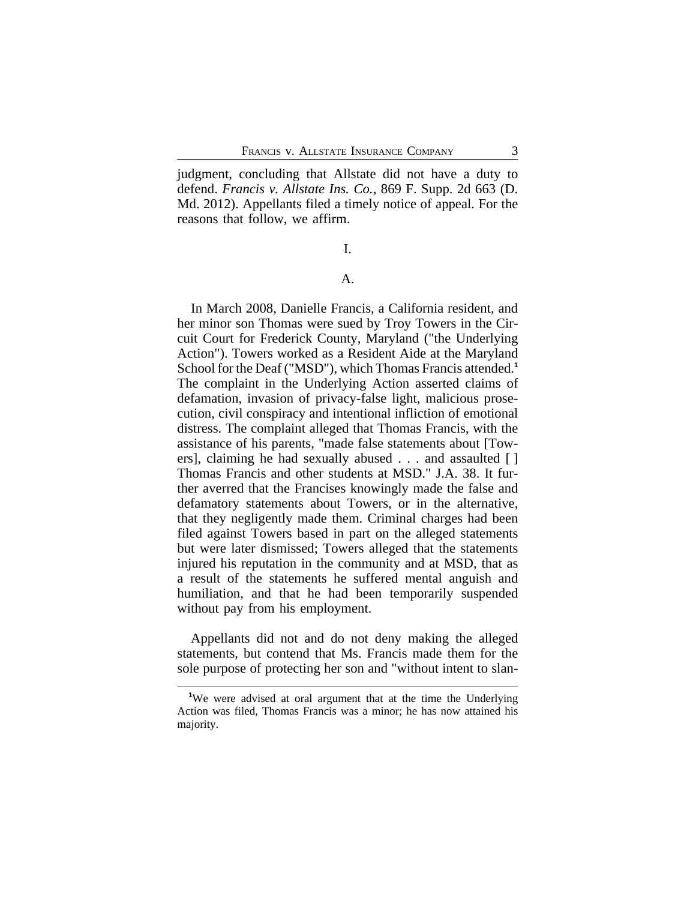judgment, concluding that Allstate did not have a duty to defend. *Francis v. Allstate Ins. Co.*, 869 F. Supp. 2d 663 (D. Md. 2012). Appellants filed a timely notice of appeal. For the reasons that follow, we affirm.

# I.

## A.

In March 2008, Danielle Francis, a California resident, and her minor son Thomas were sued by Troy Towers in the Circuit Court for Frederick County, Maryland ("the Underlying Action"). Towers worked as a Resident Aide at the Maryland School for the Deaf ("MSD"), which Thomas Francis attended.[1] The complaint in the Underlying Action asserted claims of defamation, invasion of privacy-false light, malicious prosecution, civil conspiracy and intentional infliction of emotional distress. The complaint alleged that Thomas Francis, with the assistance of his parents, "made false statements about [Towers], claiming he had sexually abused . . . and assaulted [ ] Thomas Francis and other students at MSD." J.A. 38. It further averred that the Francises knowingly made the false and defamatory statements about Towers, or in the alternative, that they negligently made them. Criminal charges had been filed against Towers based in part on the alleged statements but were later dismissed; Towers alleged that the statements injured his reputation in the community and at MSD, that as a result of the statements he suffered mental anguish and humiliation, and that he had been temporarily suspended without pay from his employment.

Appellants did not and do not deny making the alleged statements, but contend that Ms. Francis made them for the sole purpose of protecting her son and "without intent to slan-

[1] We were advised at oral argument that at the time the Underlying Action was filed, Thomas Francis was a minor; he has now attained his majority.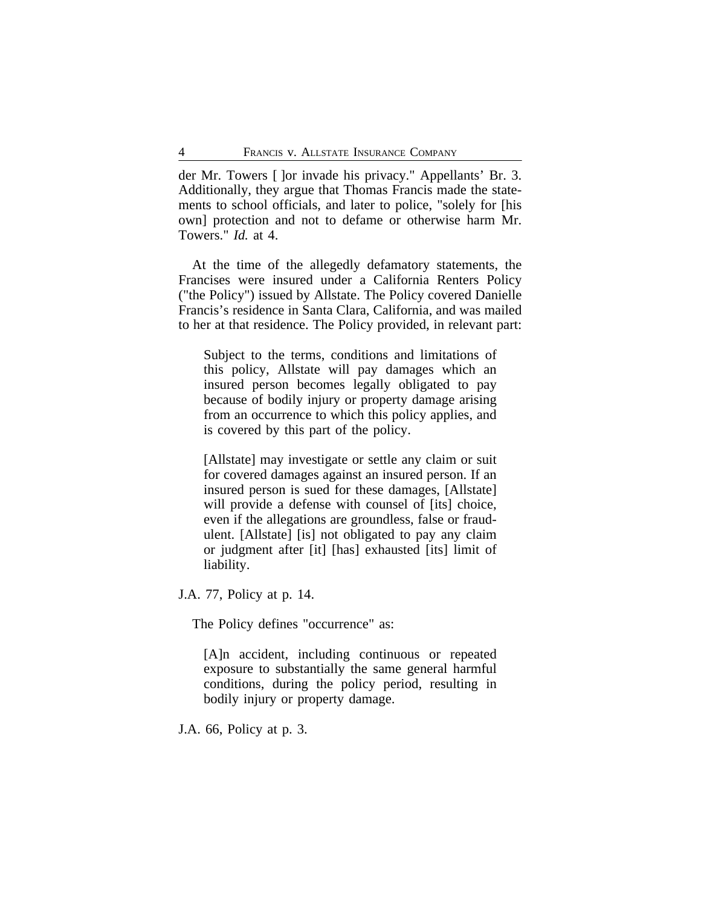der Mr. Towers [ ]or invade his privacy." Appellants' Br. 3. Additionally, they argue that Thomas Francis made the statements to school officials, and later to police, "solely for [his own] protection and not to defame or otherwise harm Mr. Towers." *Id.* at 4.

At the time of the allegedly defamatory statements, the Francises were insured under a California Renters Policy ("the Policy") issued by Allstate. The Policy covered Danielle Francis's residence in Santa Clara, California, and was mailed to her at that residence. The Policy provided, in relevant part:

> Subject to the terms, conditions and limitations of this policy, Allstate will pay damages which an insured person becomes legally obligated to pay because of bodily injury or property damage arising from an occurrence to which this policy applies, and is covered by this part of the policy.
>
> [Allstate] may investigate or settle any claim or suit for covered damages against an insured person. If an insured person is sued for these damages, [Allstate] will provide a defense with counsel of [its] choice, even if the allegations are groundless, false or fraudulent. [Allstate] [is] not obligated to pay any claim or judgment after [it] [has] exhausted [its] limit of liability.

J.A. 77, Policy at p. 14.

The Policy defines "occurrence" as:

> [A]n accident, including continuous or repeated exposure to substantially the same general harmful conditions, during the policy period, resulting in bodily injury or property damage.

J.A. 66, Policy at p. 3.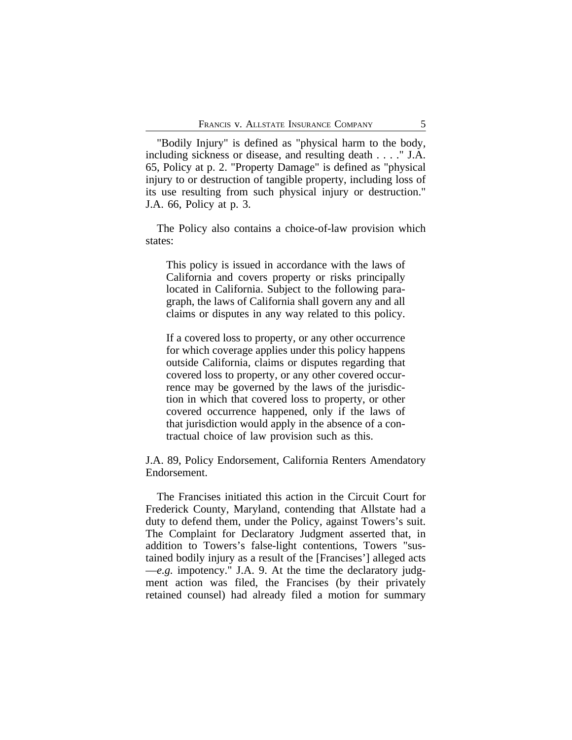"Bodily Injury" is defined as "physical harm to the body, including sickness or disease, and resulting death . . . ." J.A. 65, Policy at p. 2. "Property Damage" is defined as "physical injury to or destruction of tangible property, including loss of its use resulting from such physical injury or destruction." J.A. 66, Policy at p. 3.

The Policy also contains a choice-of-law provision which states:

> This policy is issued in accordance with the laws of California and covers property or risks principally located in California. Subject to the following paragraph, the laws of California shall govern any and all claims or disputes in any way related to this policy.
>
> If a covered loss to property, or any other occurrence for which coverage applies under this policy happens outside California, claims or disputes regarding that covered loss to property, or any other covered occurrence may be governed by the laws of the jurisdiction in which that covered loss to property, or other covered occurrence happened, only if the laws of that jurisdiction would apply in the absence of a contractual choice of law provision such as this.

J.A. 89, Policy Endorsement, California Renters Amendatory Endorsement.

The Francises initiated this action in the Circuit Court for Frederick County, Maryland, contending that Allstate had a duty to defend them, under the Policy, against Towers's suit. The Complaint for Declaratory Judgment asserted that, in addition to Towers's false-light contentions, Towers "sustained bodily injury as a result of the [Francises'] alleged acts —*e.g.* impotency." J.A. 9. At the time the declaratory judgment action was filed, the Francises (by their privately retained counsel) had already filed a motion for summary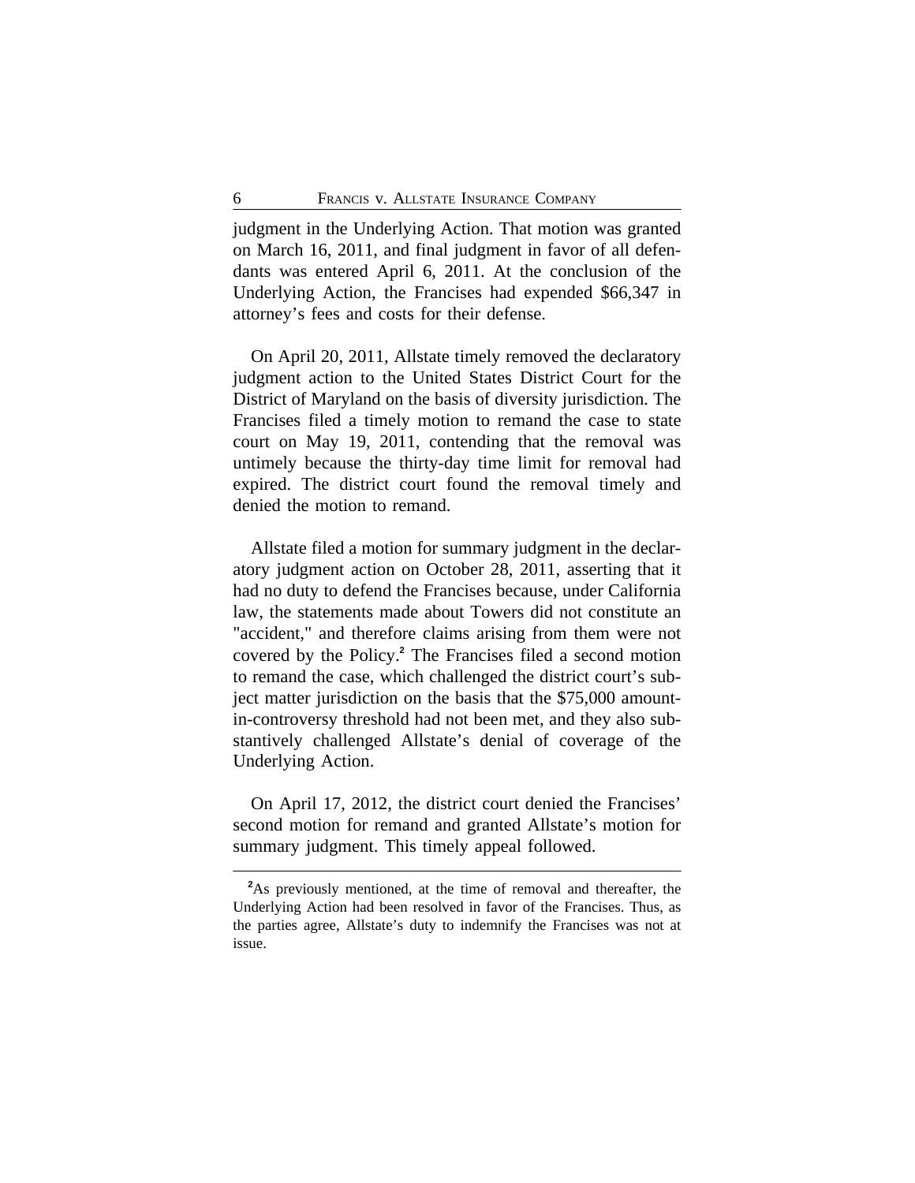judgment in the Underlying Action. That motion was granted on March 16, 2011, and final judgment in favor of all defendants was entered April 6, 2011. At the conclusion of the Underlying Action, the Francises had expended $66,347 in attorney's fees and costs for their defense.

On April 20, 2011, Allstate timely removed the declaratory judgment action to the United States District Court for the District of Maryland on the basis of diversity jurisdiction. The Francises filed a timely motion to remand the case to state court on May 19, 2011, contending that the removal was untimely because the thirty-day time limit for removal had expired. The district court found the removal timely and denied the motion to remand.

Allstate filed a motion for summary judgment in the declaratory judgment action on October 28, 2011, asserting that it had no duty to defend the Francises because, under California law, the statements made about Towers did not constitute an "accident," and therefore claims arising from them were not covered by the Policy.[2] The Francises filed a second motion to remand the case, which challenged the district court's subject matter jurisdiction on the basis that the $75,000 amount-in-controversy threshold had not been met, and they also substantively challenged Allstate's denial of coverage of the Underlying Action.

On April 17, 2012, the district court denied the Francises' second motion for remand and granted Allstate's motion for summary judgment. This timely appeal followed.

---

[2]As previously mentioned, at the time of removal and thereafter, the Underlying Action had been resolved in favor of the Francises. Thus, as the parties agree, Allstate's duty to indemnify the Francises was not at issue.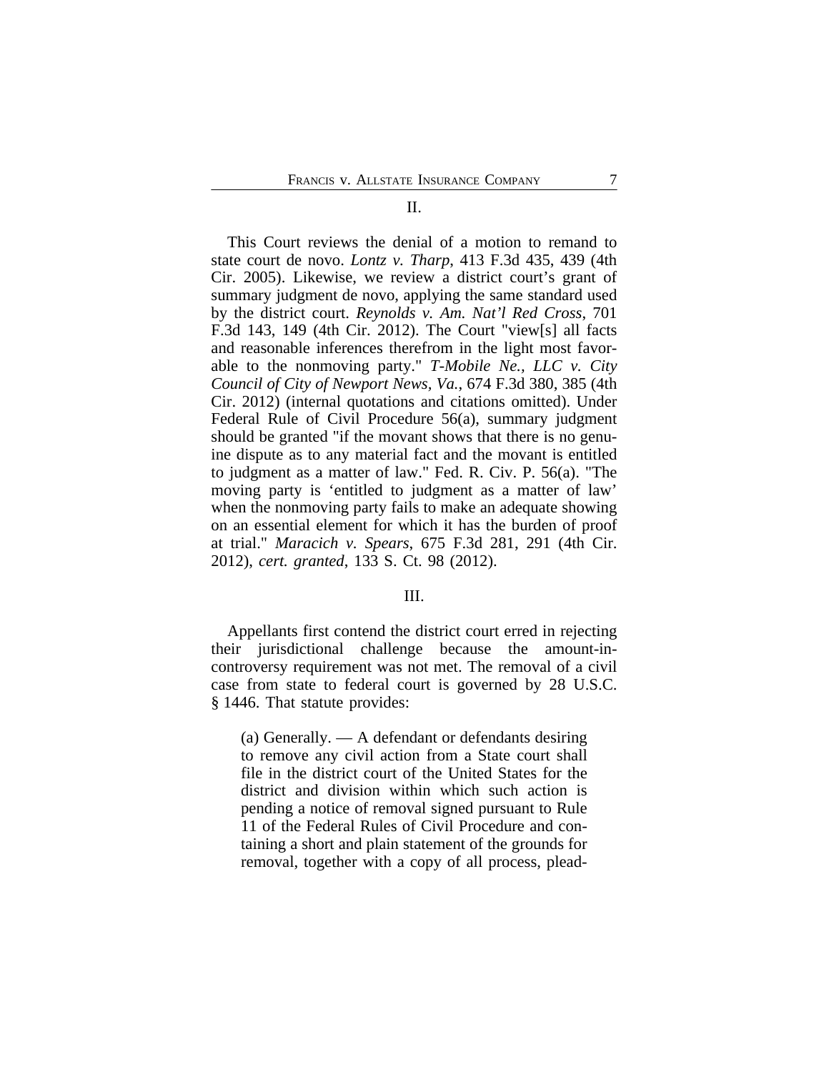## II.

This Court reviews the denial of a motion to remand to state court de novo. *Lontz v. Tharp*, 413 F.3d 435, 439 (4th Cir. 2005). Likewise, we review a district court's grant of summary judgment de novo, applying the same standard used by the district court. *Reynolds v. Am. Nat'l Red Cross*, 701 F.3d 143, 149 (4th Cir. 2012). The Court "view[s] all facts and reasonable inferences therefrom in the light most favorable to the nonmoving party." *T-Mobile Ne., LLC v. City Council of City of Newport News, Va.*, 674 F.3d 380, 385 (4th Cir. 2012) (internal quotations and citations omitted). Under Federal Rule of Civil Procedure 56(a), summary judgment should be granted "if the movant shows that there is no genuine dispute as to any material fact and the movant is entitled to judgment as a matter of law." Fed. R. Civ. P. 56(a). "The moving party is 'entitled to judgment as a matter of law' when the nonmoving party fails to make an adequate showing on an essential element for which it has the burden of proof at trial." *Maracich v. Spears*, 675 F.3d 281, 291 (4th Cir. 2012), *cert. granted*, 133 S. Ct. 98 (2012).

## III.

Appellants first contend the district court erred in rejecting their jurisdictional challenge because the amount-in-controversy requirement was not met. The removal of a civil case from state to federal court is governed by 28 U.S.C. § 1446. That statute provides:

> (a) Generally. — A defendant or defendants desiring to remove any civil action from a State court shall file in the district court of the United States for the district and division within which such action is pending a notice of removal signed pursuant to Rule 11 of the Federal Rules of Civil Procedure and containing a short and plain statement of the grounds for removal, together with a copy of all process, plead-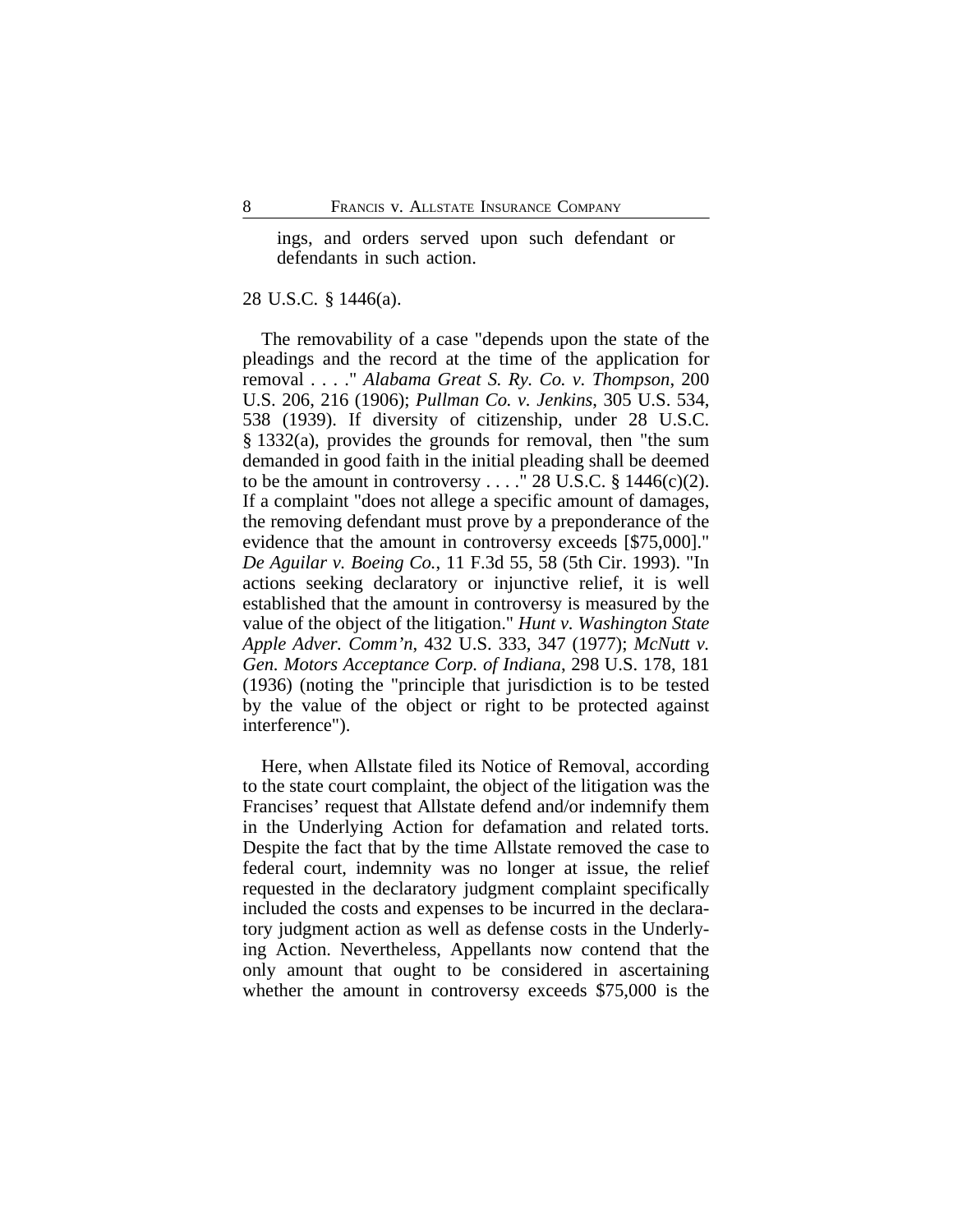> ings, and orders served upon such defendant or defendants in such action.

28 U.S.C. § 1446(a).

The removability of a case "depends upon the state of the pleadings and the record at the time of the application for removal . . . ." *Alabama Great S. Ry. Co. v. Thompson*, 200 U.S. 206, 216 (1906); *Pullman Co. v. Jenkins*, 305 U.S. 534, 538 (1939). If diversity of citizenship, under 28 U.S.C. § 1332(a), provides the grounds for removal, then "the sum demanded in good faith in the initial pleading shall be deemed to be the amount in controversy . . . ." 28 U.S.C. § 1446(c)(2). If a complaint "does not allege a specific amount of damages, the removing defendant must prove by a preponderance of the evidence that the amount in controversy exceeds [$75,000]." *De Aguilar v. Boeing Co.*, 11 F.3d 55, 58 (5th Cir. 1993). "In actions seeking declaratory or injunctive relief, it is well established that the amount in controversy is measured by the value of the object of the litigation." *Hunt v. Washington State Apple Adver. Comm'n*, 432 U.S. 333, 347 (1977); *McNutt v. Gen. Motors Acceptance Corp. of Indiana*, 298 U.S. 178, 181 (1936) (noting the "principle that jurisdiction is to be tested by the value of the object or right to be protected against interference").

Here, when Allstate filed its Notice of Removal, according to the state court complaint, the object of the litigation was the Francises' request that Allstate defend and/or indemnify them in the Underlying Action for defamation and related torts. Despite the fact that by the time Allstate removed the case to federal court, indemnity was no longer at issue, the relief requested in the declaratory judgment complaint specifically included the costs and expenses to be incurred in the declaratory judgment action as well as defense costs in the Underlying Action. Nevertheless, Appellants now contend that the only amount that ought to be considered in ascertaining whether the amount in controversy exceeds $75,000 is the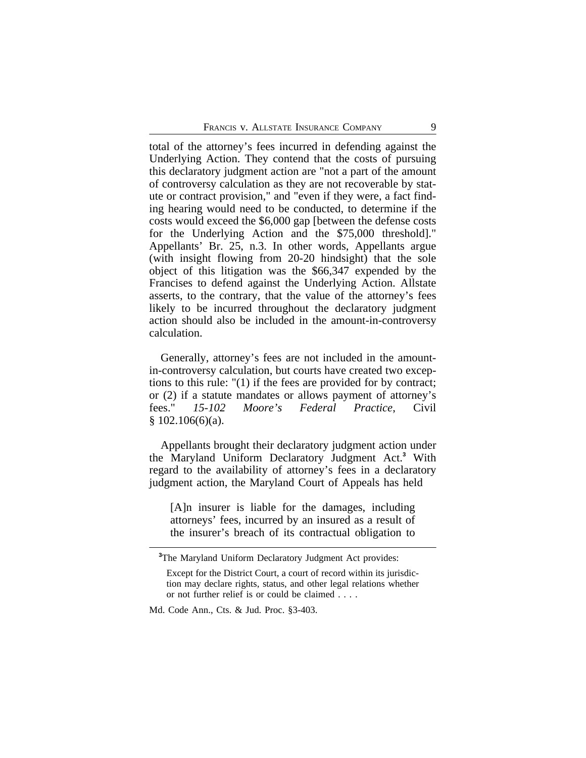total of the attorney's fees incurred in defending against the Underlying Action. They contend that the costs of pursuing this declaratory judgment action are "not a part of the amount of controversy calculation as they are not recoverable by statute or contract provision," and "even if they were, a fact finding hearing would need to be conducted, to determine if the costs would exceed the $6,000 gap [between the defense costs for the Underlying Action and the $75,000 threshold]." Appellants' Br. 25, n.3. In other words, Appellants argue (with insight flowing from 20-20 hindsight) that the sole object of this litigation was the $66,347 expended by the Francises to defend against the Underlying Action. Allstate asserts, to the contrary, that the value of the attorney's fees likely to be incurred throughout the declaratory judgment action should also be included in the amount-in-controversy calculation.

Generally, attorney's fees are not included in the amount-in-controversy calculation, but courts have created two exceptions to this rule: "(1) if the fees are provided for by contract; or (2) if a statute mandates or allows payment of attorney's fees." *15-102 Moore's Federal Practice*, Civil § 102.106(6)(a).

Appellants brought their declaratory judgment action under the Maryland Uniform Declaratory Judgment Act.[3] With regard to the availability of attorney's fees in a declaratory judgment action, the Maryland Court of Appeals has held

> [A]n insurer is liable for the damages, including attorneys' fees, incurred by an insured as a result of the insurer's breach of its contractual obligation to

---

[3]The Maryland Uniform Declaratory Judgment Act provides:

> Except for the District Court, a court of record within its jurisdiction may declare rights, status, and other legal relations whether or not further relief is or could be claimed . . . .

Md. Code Ann., Cts. & Jud. Proc. §3-403.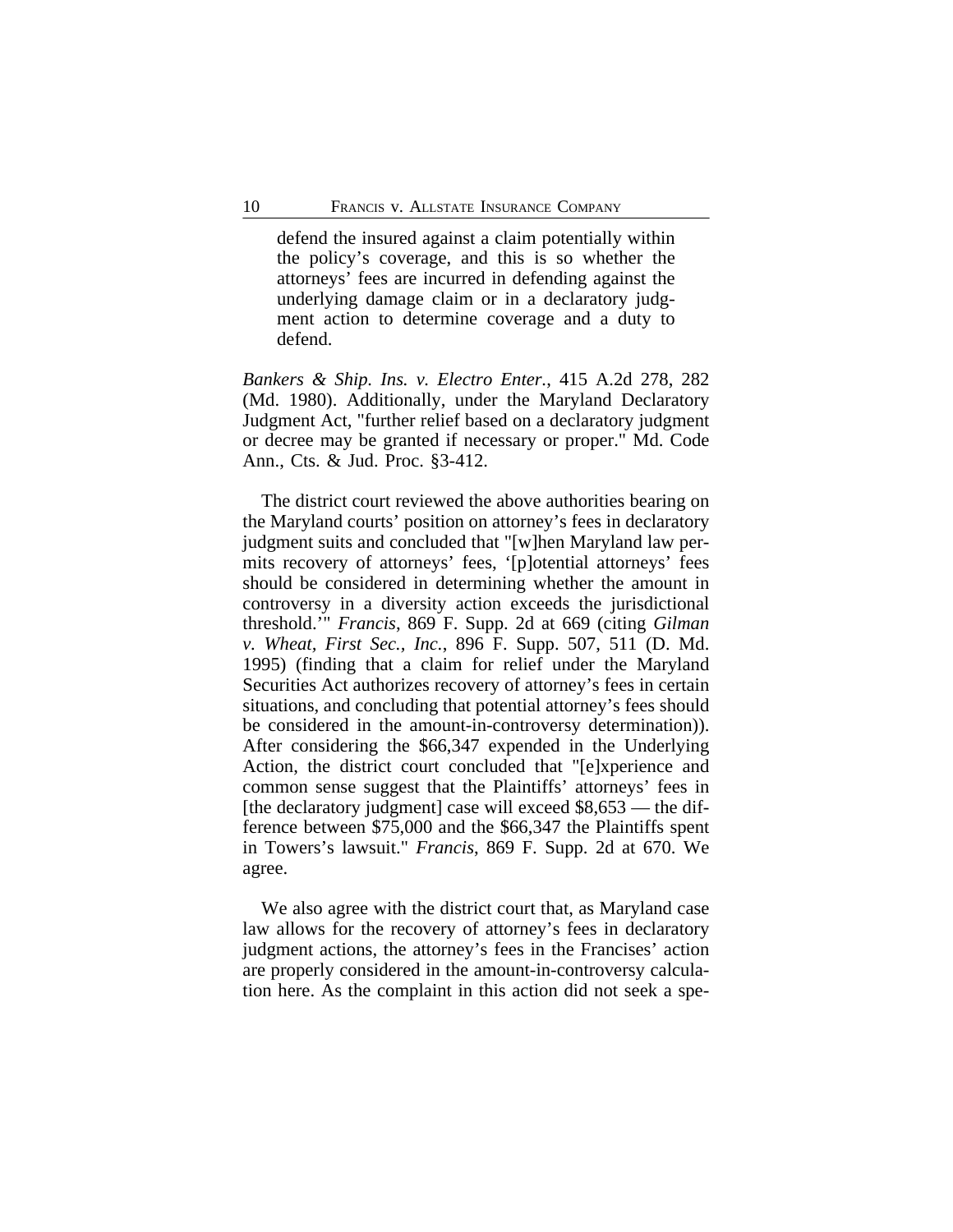> defend the insured against a claim potentially within the policy's coverage, and this is so whether the attorneys' fees are incurred in defending against the underlying damage claim or in a declaratory judgment action to determine coverage and a duty to defend.

*Bankers & Ship. Ins. v. Electro Enter.*, 415 A.2d 278, 282 (Md. 1980). Additionally, under the Maryland Declaratory Judgment Act, "further relief based on a declaratory judgment or decree may be granted if necessary or proper." Md. Code Ann., Cts. & Jud. Proc. §3-412.

The district court reviewed the above authorities bearing on the Maryland courts' position on attorney's fees in declaratory judgment suits and concluded that "[w]hen Maryland law permits recovery of attorneys' fees, '[p]otential attorneys' fees should be considered in determining whether the amount in controversy in a diversity action exceeds the jurisdictional threshold.'" *Francis*, 869 F. Supp. 2d at 669 (citing *Gilman v. Wheat, First Sec., Inc.*, 896 F. Supp. 507, 511 (D. Md. 1995) (finding that a claim for relief under the Maryland Securities Act authorizes recovery of attorney's fees in certain situations, and concluding that potential attorney's fees should be considered in the amount-in-controversy determination)). After considering the $66,347 expended in the Underlying Action, the district court concluded that "[e]xperience and common sense suggest that the Plaintiffs' attorneys' fees in [the declaratory judgment] case will exceed $8,653 — the difference between $75,000 and the $66,347 the Plaintiffs spent in Towers's lawsuit." *Francis*, 869 F. Supp. 2d at 670. We agree.

We also agree with the district court that, as Maryland case law allows for the recovery of attorney's fees in declaratory judgment actions, the attorney's fees in the Francises' action are properly considered in the amount-in-controversy calculation here. As the complaint in this action did not seek a spe-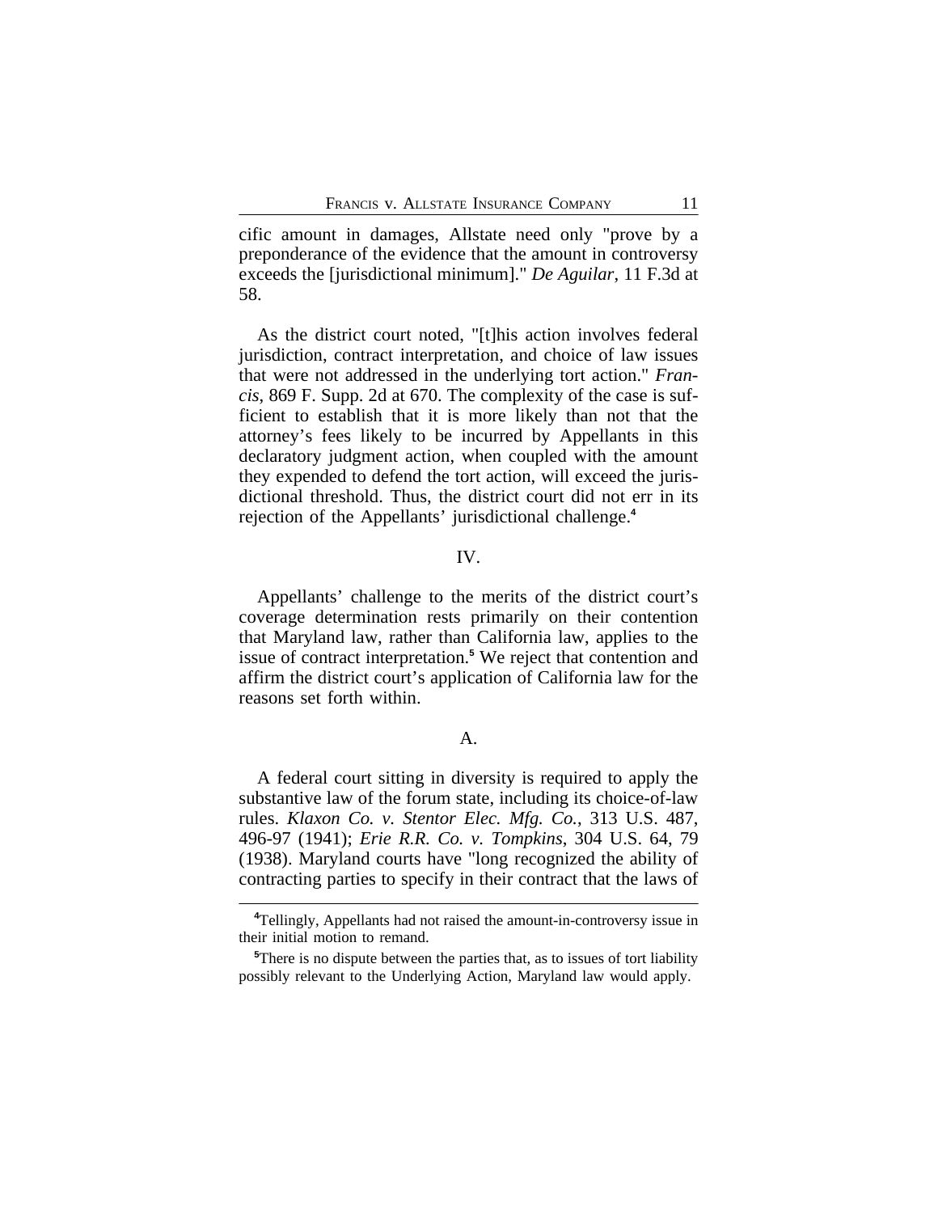cific amount in damages, Allstate need only "prove by a preponderance of the evidence that the amount in controversy exceeds the [jurisdictional minimum]." *De Aguilar*, 11 F.3d at 58.

As the district court noted, "[t]his action involves federal jurisdiction, contract interpretation, and choice of law issues that were not addressed in the underlying tort action." *Francis*, 869 F. Supp. 2d at 670. The complexity of the case is sufficient to establish that it is more likely than not that the attorney's fees likely to be incurred by Appellants in this declaratory judgment action, when coupled with the amount they expended to defend the tort action, will exceed the jurisdictional threshold. Thus, the district court did not err in its rejection of the Appellants' jurisdictional challenge.[4]

## IV.

Appellants' challenge to the merits of the district court's coverage determination rests primarily on their contention that Maryland law, rather than California law, applies to the issue of contract interpretation.[5] We reject that contention and affirm the district court's application of California law for the reasons set forth within.

### A.

A federal court sitting in diversity is required to apply the substantive law of the forum state, including its choice-of-law rules. *Klaxon Co. v. Stentor Elec. Mfg. Co.*, 313 U.S. 487, 496-97 (1941); *Erie R.R. Co. v. Tompkins*, 304 U.S. 64, 79 (1938). Maryland courts have "long recognized the ability of contracting parties to specify in their contract that the laws of

---

[4]Tellingly, Appellants had not raised the amount-in-controversy issue in their initial motion to remand.

[5]There is no dispute between the parties that, as to issues of tort liability possibly relevant to the Underlying Action, Maryland law would apply.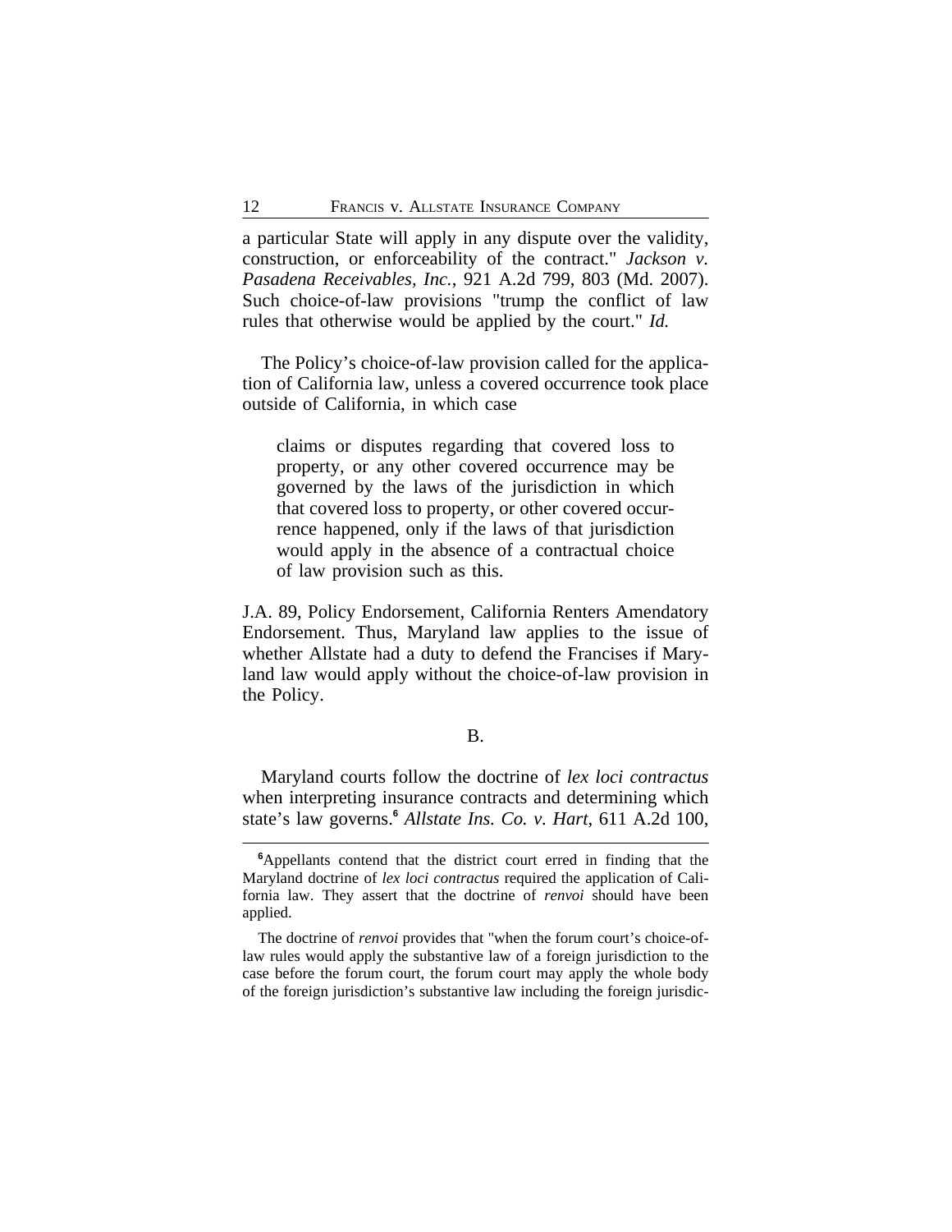a particular State will apply in any dispute over the validity, construction, or enforceability of the contract." *Jackson v. Pasadena Receivables, Inc.*, 921 A.2d 799, 803 (Md. 2007). Such choice-of-law provisions "trump the conflict of law rules that otherwise would be applied by the court." *Id.*

The Policy's choice-of-law provision called for the application of California law, unless a covered occurrence took place outside of California, in which case

> claims or disputes regarding that covered loss to property, or any other covered occurrence may be governed by the laws of the jurisdiction in which that covered loss to property, or other covered occurrence happened, only if the laws of that jurisdiction would apply in the absence of a contractual choice of law provision such as this.

J.A. 89, Policy Endorsement, California Renters Amendatory Endorsement. Thus, Maryland law applies to the issue of whether Allstate had a duty to defend the Francises if Maryland law would apply without the choice-of-law provision in the Policy.

B.

Maryland courts follow the doctrine of *lex loci contractus* when interpreting insurance contracts and determining which state's law governs.[6] *Allstate Ins. Co. v. Hart*, 611 A.2d 100,

---

[6]Appellants contend that the district court erred in finding that the Maryland doctrine of *lex loci contractus* required the application of California law. They assert that the doctrine of *renvoi* should have been applied.

The doctrine of *renvoi* provides that "when the forum court's choice-of-law rules would apply the substantive law of a foreign jurisdiction to the case before the forum court, the forum court may apply the whole body of the foreign jurisdiction's substantive law including the foreign jurisdic-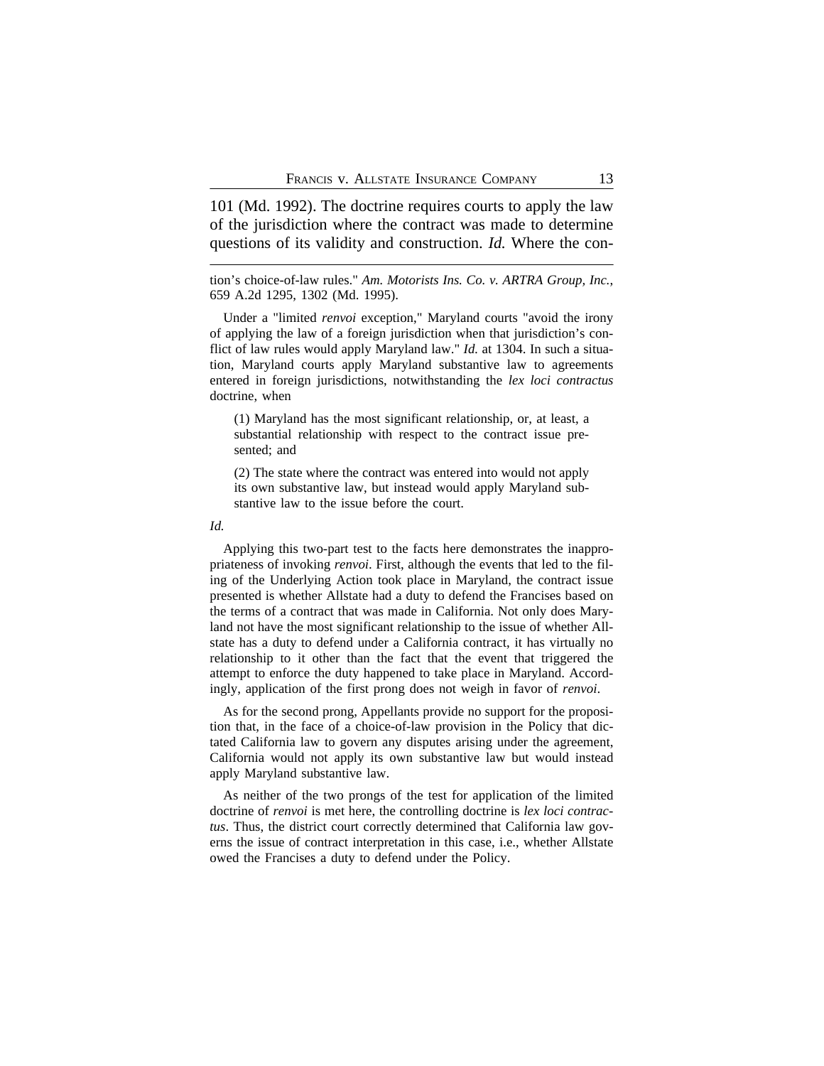101 (Md. 1992). The doctrine requires courts to apply the law of the jurisdiction where the contract was made to determine questions of its validity and construction. *Id.* Where the con-

---

tion's choice-of-law rules." *Am. Motorists Ins. Co. v. ARTRA Group, Inc.*, 659 A.2d 1295, 1302 (Md. 1995).

Under a "limited *renvoi* exception," Maryland courts "avoid the irony of applying the law of a foreign jurisdiction when that jurisdiction's conflict of law rules would apply Maryland law." *Id.* at 1304. In such a situation, Maryland courts apply Maryland substantive law to agreements entered in foreign jurisdictions, notwithstanding the *lex loci contractus* doctrine, when

> (1) Maryland has the most significant relationship, or, at least, a substantial relationship with respect to the contract issue presented; and
>
> (2) The state where the contract was entered into would not apply its own substantive law, but instead would apply Maryland substantive law to the issue before the court.

*Id.*

Applying this two-part test to the facts here demonstrates the inappropriateness of invoking *renvoi*. First, although the events that led to the filing of the Underlying Action took place in Maryland, the contract issue presented is whether Allstate had a duty to defend the Francises based on the terms of a contract that was made in California. Not only does Maryland not have the most significant relationship to the issue of whether Allstate has a duty to defend under a California contract, it has virtually no relationship to it other than the fact that the event that triggered the attempt to enforce the duty happened to take place in Maryland. Accordingly, application of the first prong does not weigh in favor of *renvoi*.

As for the second prong, Appellants provide no support for the proposition that, in the face of a choice-of-law provision in the Policy that dictated California law to govern any disputes arising under the agreement, California would not apply its own substantive law but would instead apply Maryland substantive law.

As neither of the two prongs of the test for application of the limited doctrine of *renvoi* is met here, the controlling doctrine is *lex loci contractus*. Thus, the district court correctly determined that California law governs the issue of contract interpretation in this case, i.e., whether Allstate owed the Francises a duty to defend under the Policy.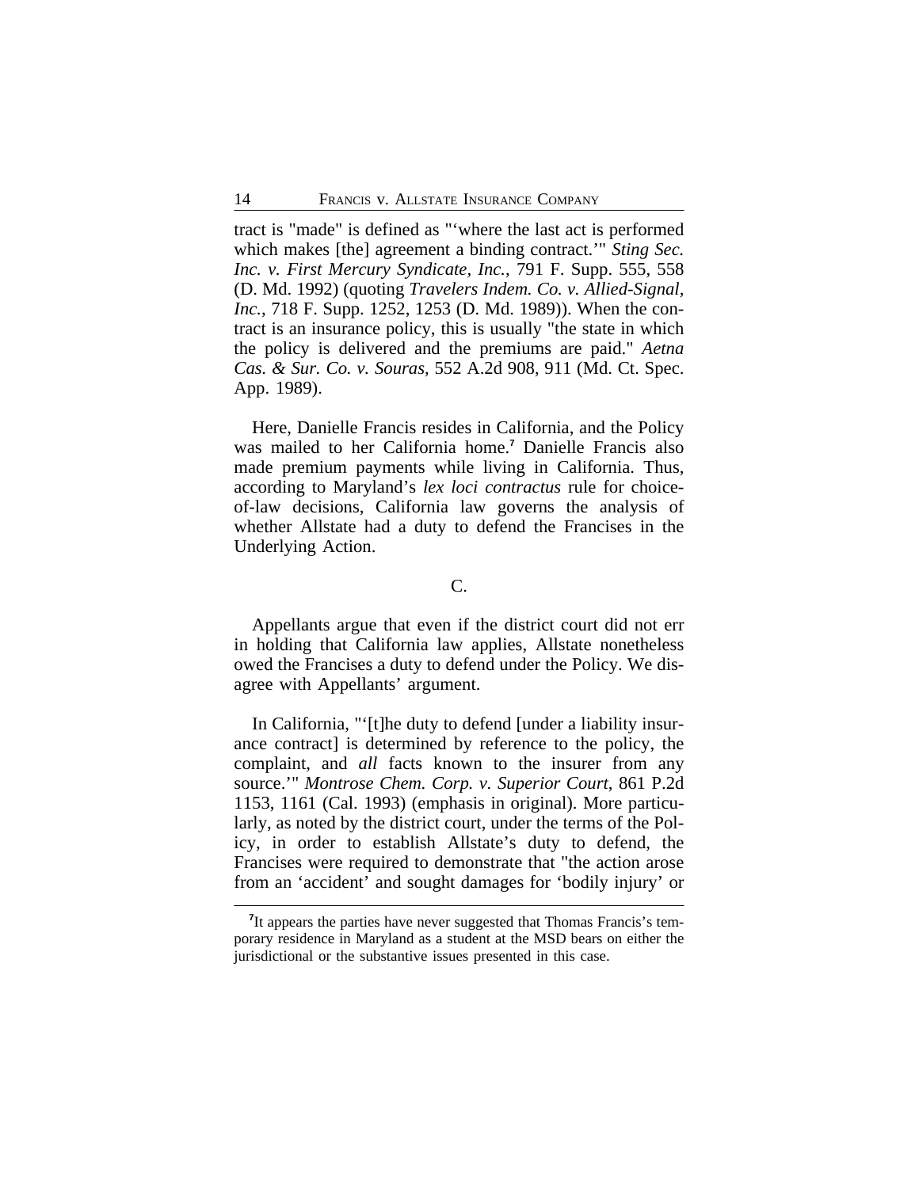tract is "made" is defined as "'where the last act is performed which makes [the] agreement a binding contract.'" *Sting Sec. Inc. v. First Mercury Syndicate, Inc.*, 791 F. Supp. 555, 558 (D. Md. 1992) (quoting *Travelers Indem. Co. v. Allied-Signal, Inc.*, 718 F. Supp. 1252, 1253 (D. Md. 1989)). When the contract is an insurance policy, this is usually "the state in which the policy is delivered and the premiums are paid." *Aetna Cas. & Sur. Co. v. Souras*, 552 A.2d 908, 911 (Md. Ct. Spec. App. 1989).

Here, Danielle Francis resides in California, and the Policy was mailed to her California home.[7] Danielle Francis also made premium payments while living in California. Thus, according to Maryland's *lex loci contractus* rule for choice-of-law decisions, California law governs the analysis of whether Allstate had a duty to defend the Francises in the Underlying Action.

C.

Appellants argue that even if the district court did not err in holding that California law applies, Allstate nonetheless owed the Francises a duty to defend under the Policy. We disagree with Appellants' argument.

In California, "'[t]he duty to defend [under a liability insurance contract] is determined by reference to the policy, the complaint, and *all* facts known to the insurer from any source.'" *Montrose Chem. Corp. v. Superior Court*, 861 P.2d 1153, 1161 (Cal. 1993) (emphasis in original). More particularly, as noted by the district court, under the terms of the Policy, in order to establish Allstate's duty to defend, the Francises were required to demonstrate that "the action arose from an 'accident' and sought damages for 'bodily injury' or

[7] It appears the parties have never suggested that Thomas Francis's temporary residence in Maryland as a student at the MSD bears on either the jurisdictional or the substantive issues presented in this case.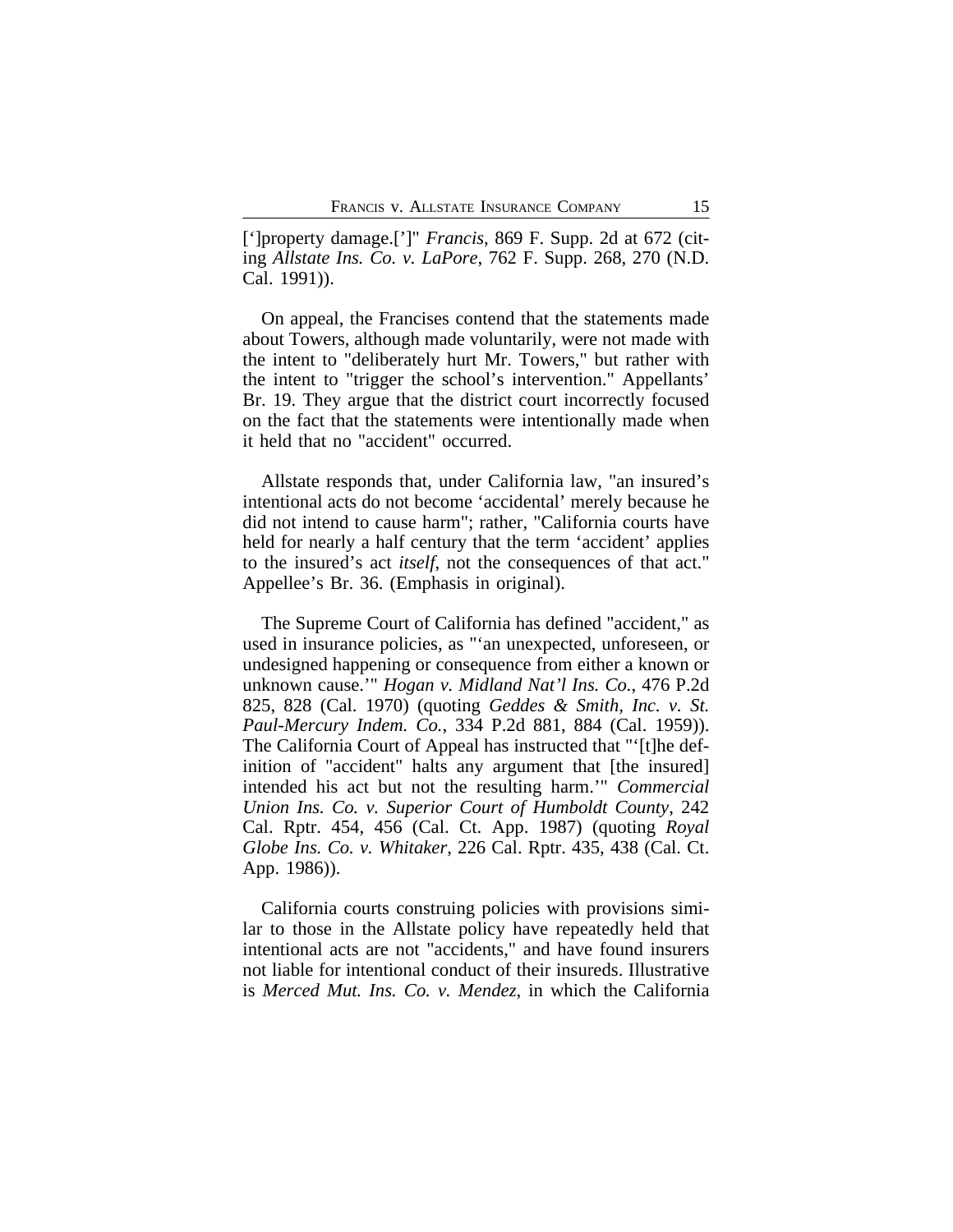[']property damage.[']" *Francis*, 869 F. Supp. 2d at 672 (citing *Allstate Ins. Co. v. LaPore*, 762 F. Supp. 268, 270 (N.D. Cal. 1991)).

On appeal, the Francises contend that the statements made about Towers, although made voluntarily, were not made with the intent to "deliberately hurt Mr. Towers," but rather with the intent to "trigger the school's intervention." Appellants' Br. 19. They argue that the district court incorrectly focused on the fact that the statements were intentionally made when it held that no "accident" occurred.

Allstate responds that, under California law, "an insured's intentional acts do not become 'accidental' merely because he did not intend to cause harm"; rather, "California courts have held for nearly a half century that the term 'accident' applies to the insured's act *itself*, not the consequences of that act." Appellee's Br. 36. (Emphasis in original).

The Supreme Court of California has defined "accident," as used in insurance policies, as "'an unexpected, unforeseen, or undesigned happening or consequence from either a known or unknown cause.'" *Hogan v. Midland Nat'l Ins. Co.*, 476 P.2d 825, 828 (Cal. 1970) (quoting *Geddes & Smith, Inc. v. St. Paul-Mercury Indem. Co.*, 334 P.2d 881, 884 (Cal. 1959)). The California Court of Appeal has instructed that "'[t]he definition of "accident" halts any argument that [the insured] intended his act but not the resulting harm.'" *Commercial Union Ins. Co. v. Superior Court of Humboldt County*, 242 Cal. Rptr. 454, 456 (Cal. Ct. App. 1987) (quoting *Royal Globe Ins. Co. v. Whitaker*, 226 Cal. Rptr. 435, 438 (Cal. Ct. App. 1986)).

California courts construing policies with provisions similar to those in the Allstate policy have repeatedly held that intentional acts are not "accidents," and have found insurers not liable for intentional conduct of their insureds. Illustrative is *Merced Mut. Ins. Co. v. Mendez*, in which the California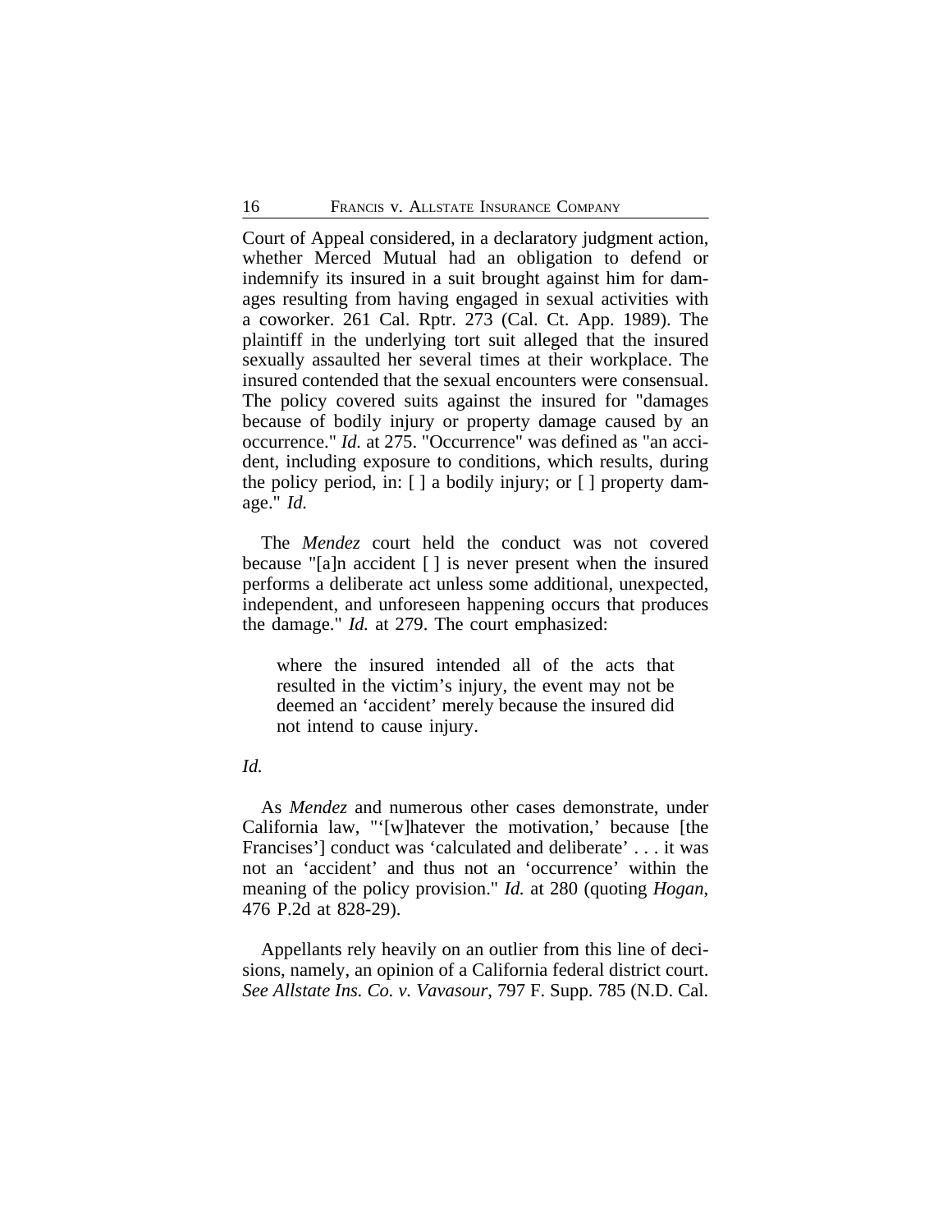Court of Appeal considered, in a declaratory judgment action, whether Merced Mutual had an obligation to defend or indemnify its insured in a suit brought against him for damages resulting from having engaged in sexual activities with a coworker. 261 Cal. Rptr. 273 (Cal. Ct. App. 1989). The plaintiff in the underlying tort suit alleged that the insured sexually assaulted her several times at their workplace. The insured contended that the sexual encounters were consensual. The policy covered suits against the insured for "damages because of bodily injury or property damage caused by an occurrence." *Id.* at 275. "Occurrence" was defined as "an accident, including exposure to conditions, which results, during the policy period, in: [ ] a bodily injury; or [ ] property damage." *Id.*

The *Mendez* court held the conduct was not covered because "[a]n accident [ ] is never present when the insured performs a deliberate act unless some additional, unexpected, independent, and unforeseen happening occurs that produces the damage." *Id.* at 279. The court emphasized:

> where the insured intended all of the acts that resulted in the victim's injury, the event may not be deemed an 'accident' merely because the insured did not intend to cause injury.

*Id.*

As *Mendez* and numerous other cases demonstrate, under California law, "'[w]hatever the motivation,' because [the Francises'] conduct was 'calculated and deliberate' . . . it was not an 'accident' and thus not an 'occurrence' within the meaning of the policy provision." *Id.* at 280 (quoting *Hogan*, 476 P.2d at 828-29).

Appellants rely heavily on an outlier from this line of decisions, namely, an opinion of a California federal district court. *See Allstate Ins. Co. v. Vavasour*, 797 F. Supp. 785 (N.D. Cal.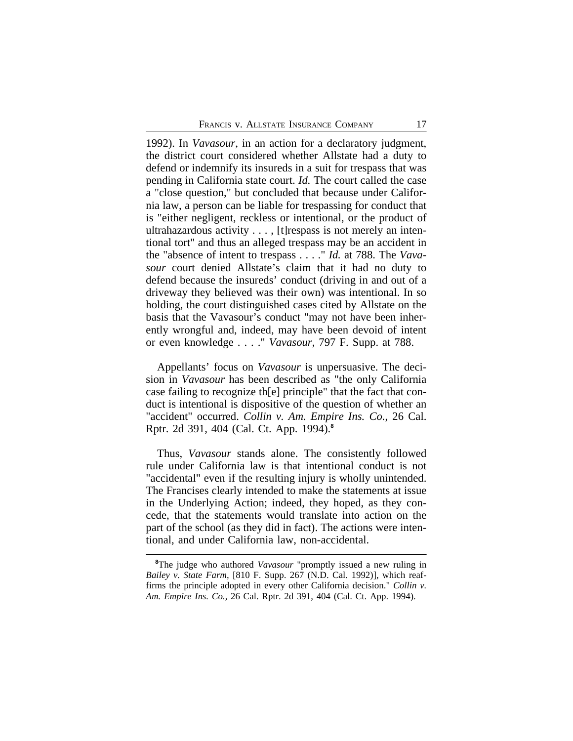1992). In *Vavasour*, in an action for a declaratory judgment, the district court considered whether Allstate had a duty to defend or indemnify its insureds in a suit for trespass that was pending in California state court. *Id.* The court called the case a "close question," but concluded that because under California law, a person can be liable for trespassing for conduct that is "either negligent, reckless or intentional, or the product of ultrahazardous activity . . . , [t]respass is not merely an intentional tort" and thus an alleged trespass may be an accident in the "absence of intent to trespass . . . ." *Id.* at 788. The *Vavasour* court denied Allstate's claim that it had no duty to defend because the insureds' conduct (driving in and out of a driveway they believed was their own) was intentional. In so holding, the court distinguished cases cited by Allstate on the basis that the Vavasour's conduct "may not have been inherently wrongful and, indeed, may have been devoid of intent or even knowledge . . . ." *Vavasour*, 797 F. Supp. at 788.

Appellants' focus on *Vavasour* is unpersuasive. The decision in *Vavasour* has been described as "the only California case failing to recognize th[e] principle" that the fact that conduct is intentional is dispositive of the question of whether an "accident" occurred. *Collin v. Am. Empire Ins. Co.*, 26 Cal. Rptr. 2d 391, 404 (Cal. Ct. App. 1994).[8]

Thus, *Vavasour* stands alone. The consistently followed rule under California law is that intentional conduct is not "accidental" even if the resulting injury is wholly unintended. The Francises clearly intended to make the statements at issue in the Underlying Action; indeed, they hoped, as they concede, that the statements would translate into action on the part of the school (as they did in fact). The actions were intentional, and under California law, non-accidental.

---

[8]The judge who authored *Vavasour* "promptly issued a new ruling in *Bailey v. State Farm*, [810 F. Supp. 267 (N.D. Cal. 1992)], which reaffirms the principle adopted in every other California decision." *Collin v. Am. Empire Ins. Co.*, 26 Cal. Rptr. 2d 391, 404 (Cal. Ct. App. 1994).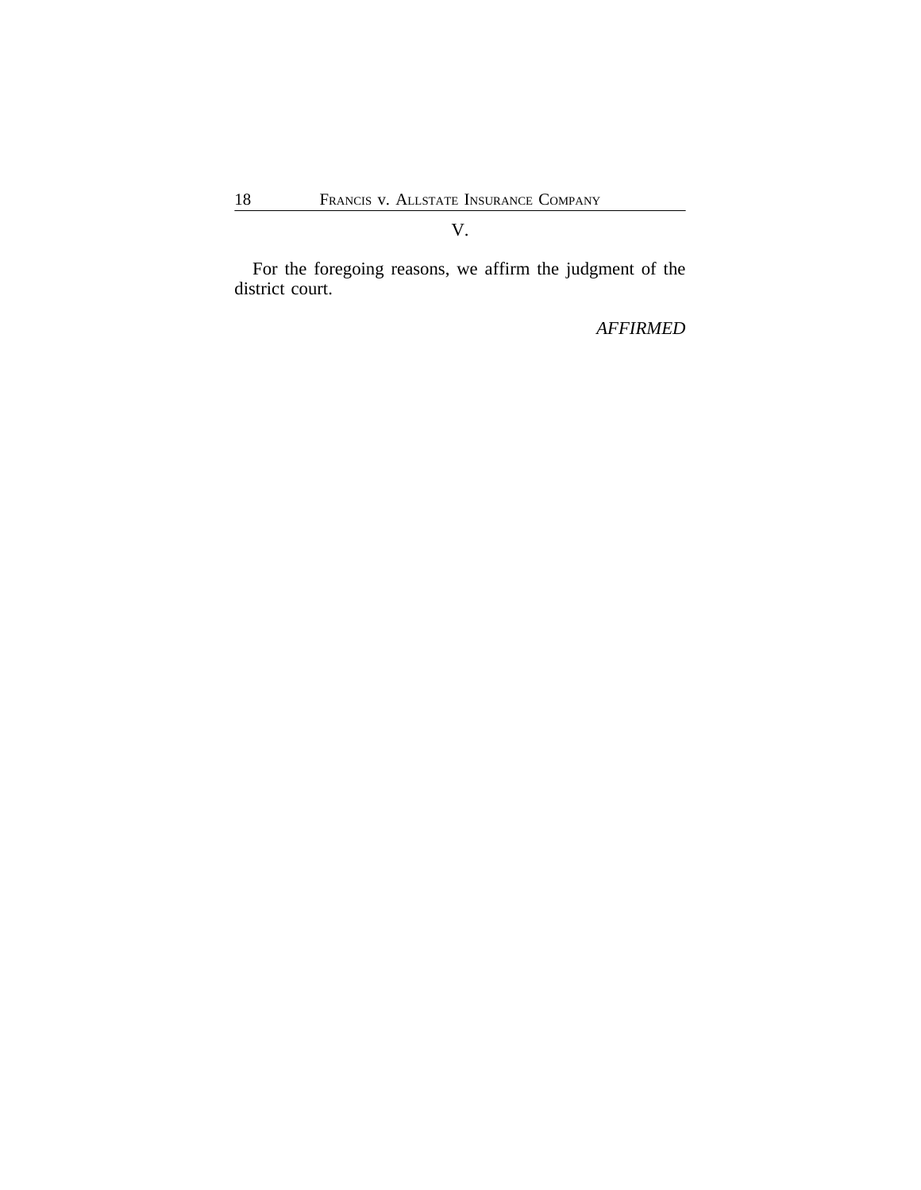## V.

For the foregoing reasons, we affirm the judgment of the district court.

*AFFIRMED*